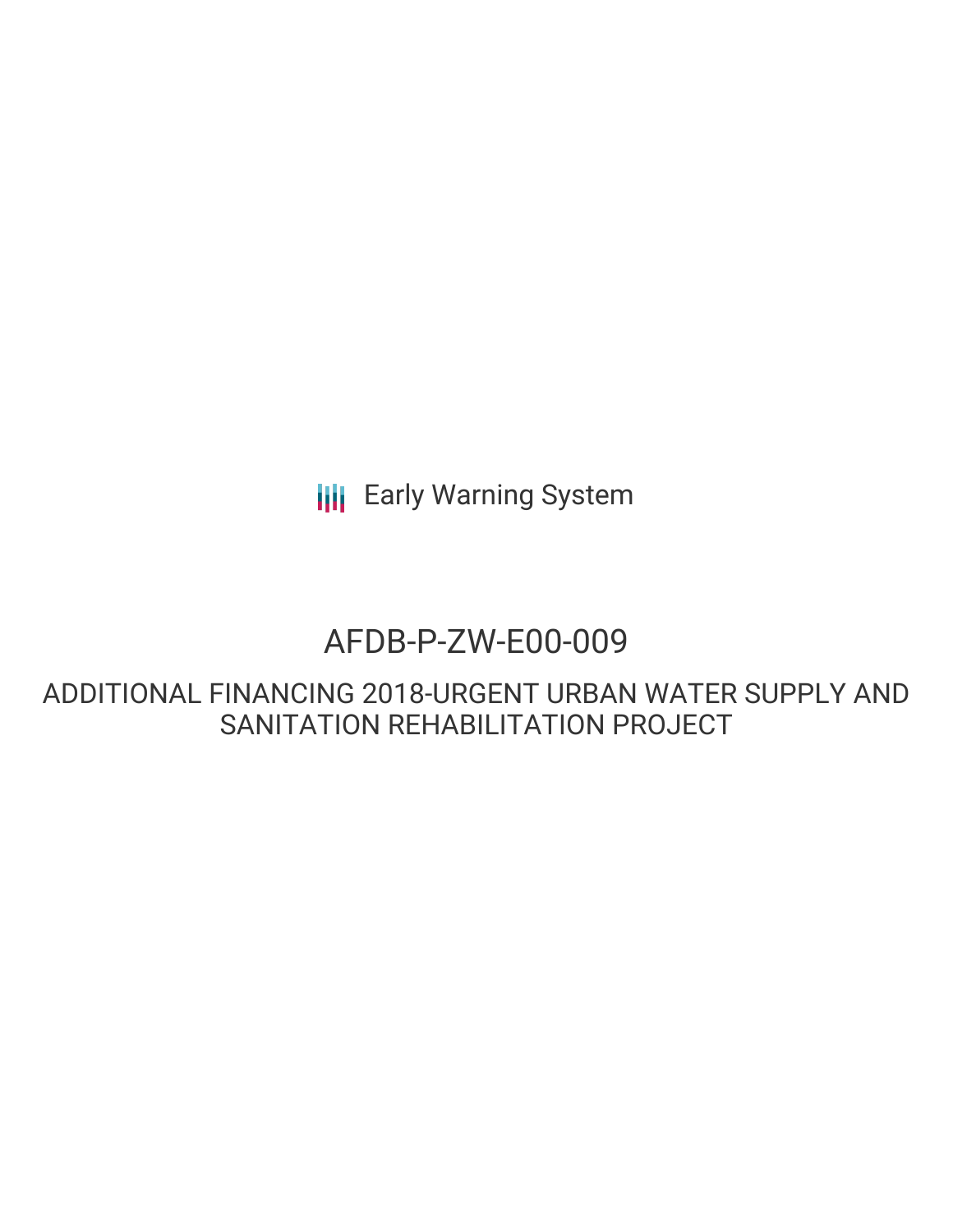Early Warning System

# AFDB-P-ZW-E00-009

## ADDITIONAL FINANCING 2018-URGENT URBAN WATER SUPPLY AND SANITATION REHABILITATION PROJECT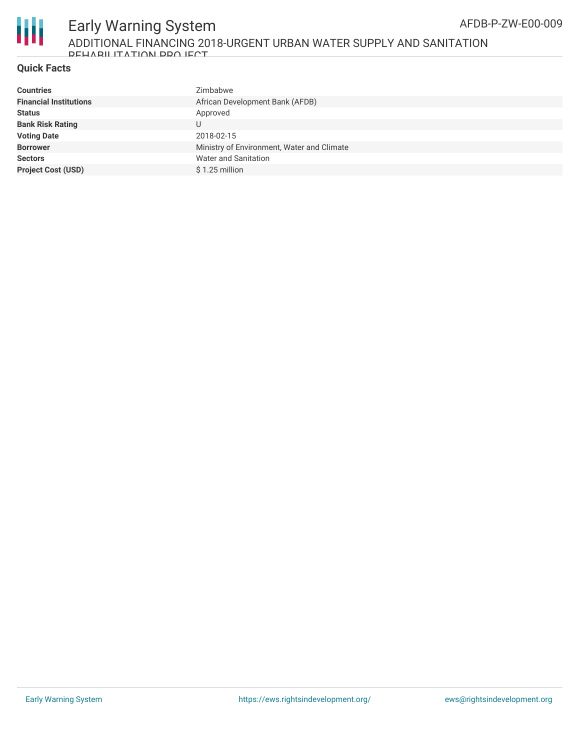## Quick Facts

| | |
|---|---|
| **Countries** | Zimbabwe |
| **Financial Institutions** | African Development Bank (AFDB) |
| **Status** | Approved |
| **Bank Risk Rating** | U |
| **Voting Date** | 2018-02-15 |
| **Borrower** | Ministry of Environment, Water and Climate |
| **Sectors** | Water and Sanitation |
| **Project Cost (USD)** | $ 1.25 million |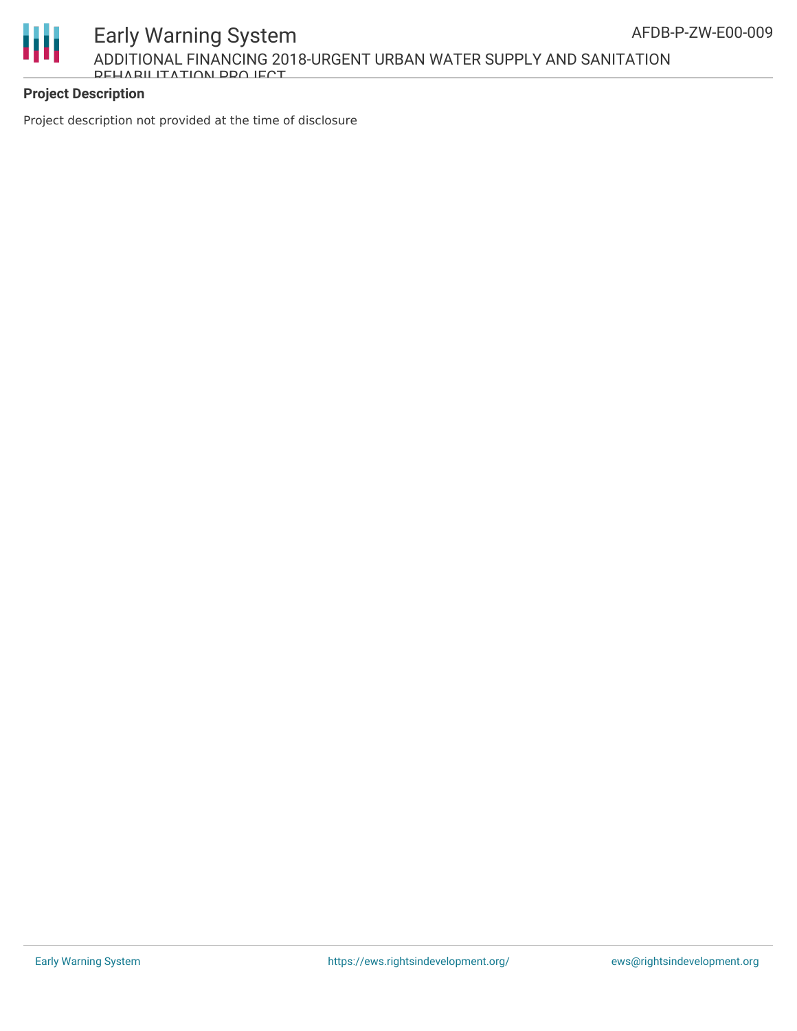**Project Description**

Project description not provided at the time of disclosure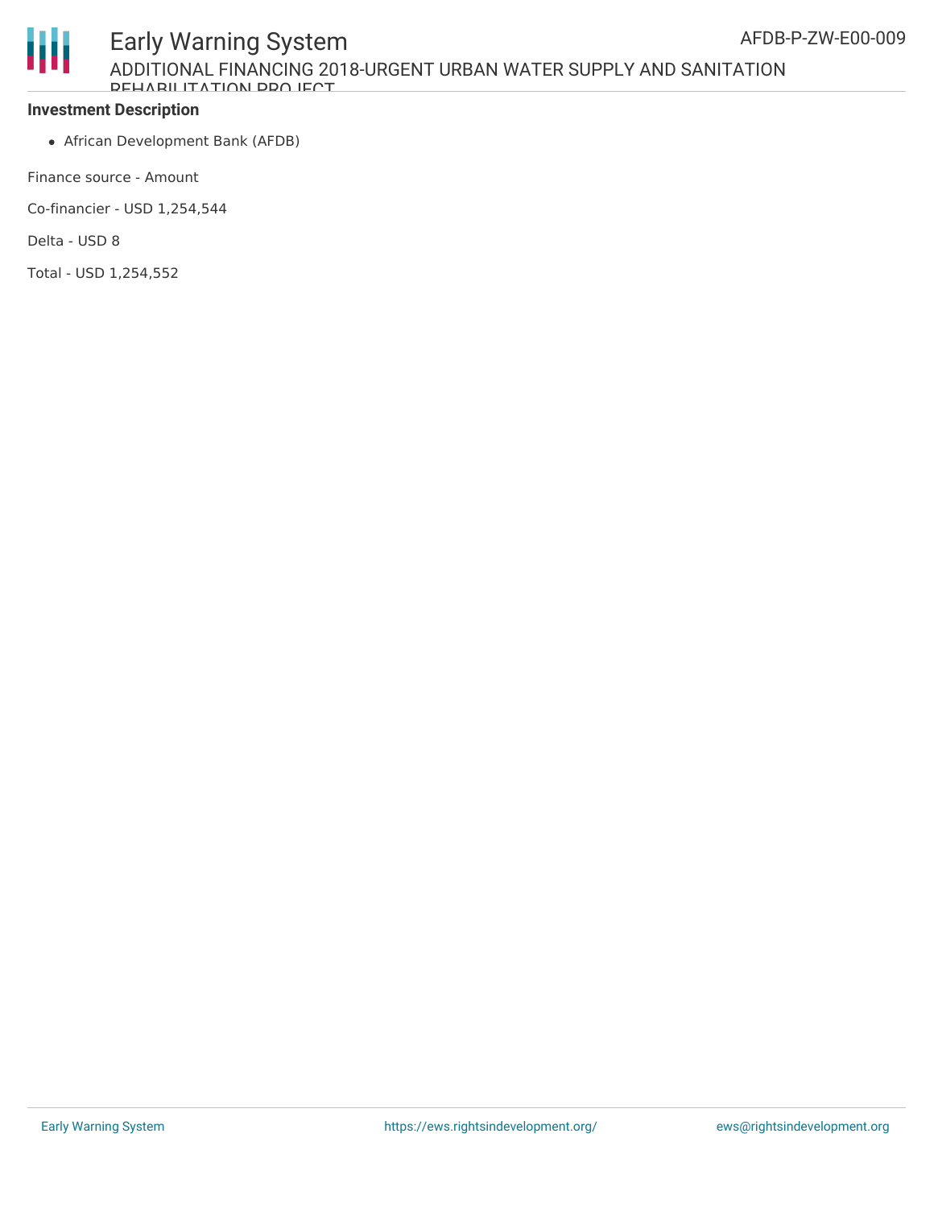**Investment Description**

- African Development Bank (AFDB)

Finance source - Amount

Co-financier - USD 1,254,544

Delta - USD 8

Total - USD 1,254,552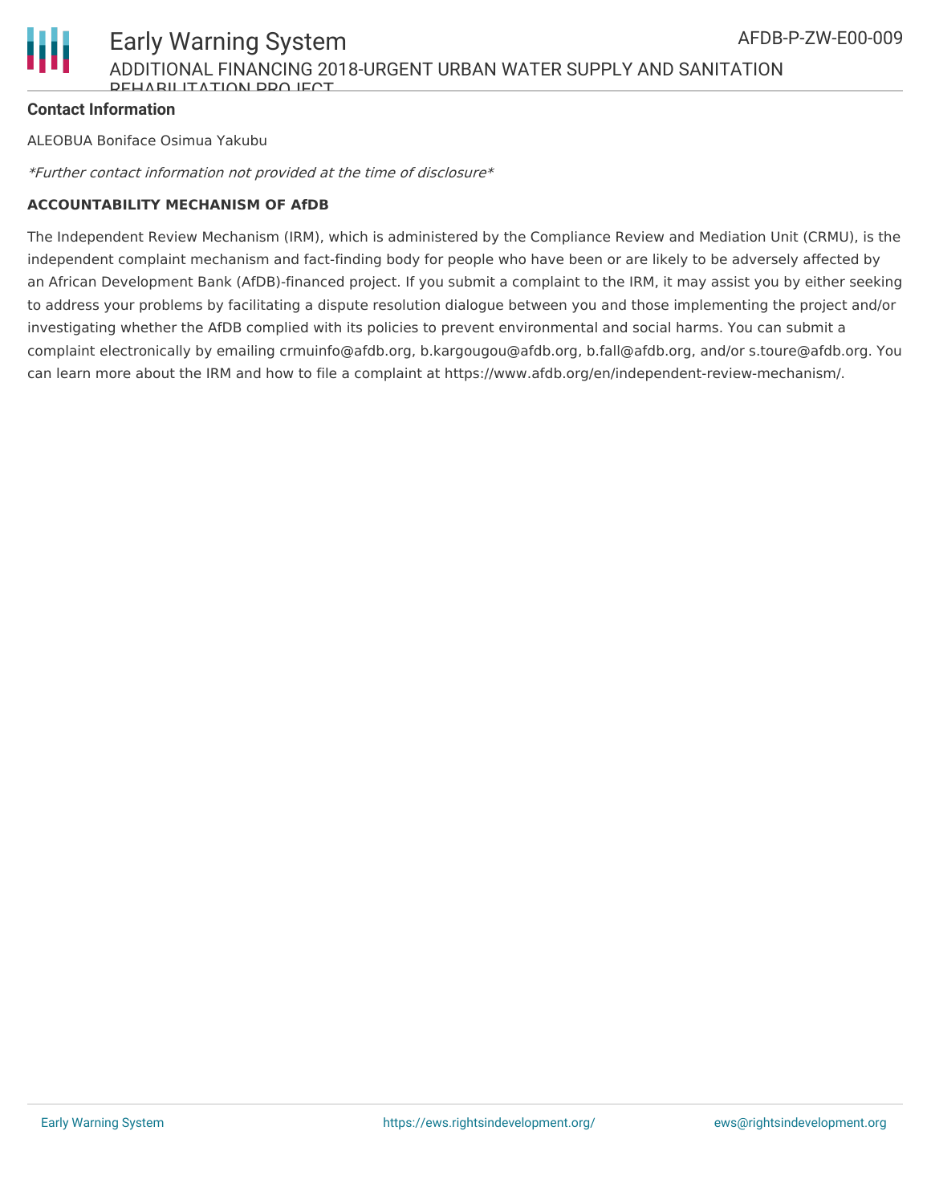**Contact Information**

ALEOBUA Boniface Osimua Yakubu

*\*Further contact information not provided at the time of disclosure\**

**ACCOUNTABILITY MECHANISM OF AfDB**

The Independent Review Mechanism (IRM), which is administered by the Compliance Review and Mediation Unit (CRMU), is the independent complaint mechanism and fact-finding body for people who have been or are likely to be adversely affected by an African Development Bank (AfDB)-financed project. If you submit a complaint to the IRM, it may assist you by either seeking to address your problems by facilitating a dispute resolution dialogue between you and those implementing the project and/or investigating whether the AfDB complied with its policies to prevent environmental and social harms. You can submit a complaint electronically by emailing crmuinfo@afdb.org, b.kargougou@afdb.org, b.fall@afdb.org, and/or s.toure@afdb.org. You can learn more about the IRM and how to file a complaint at https://www.afdb.org/en/independent-review-mechanism/.